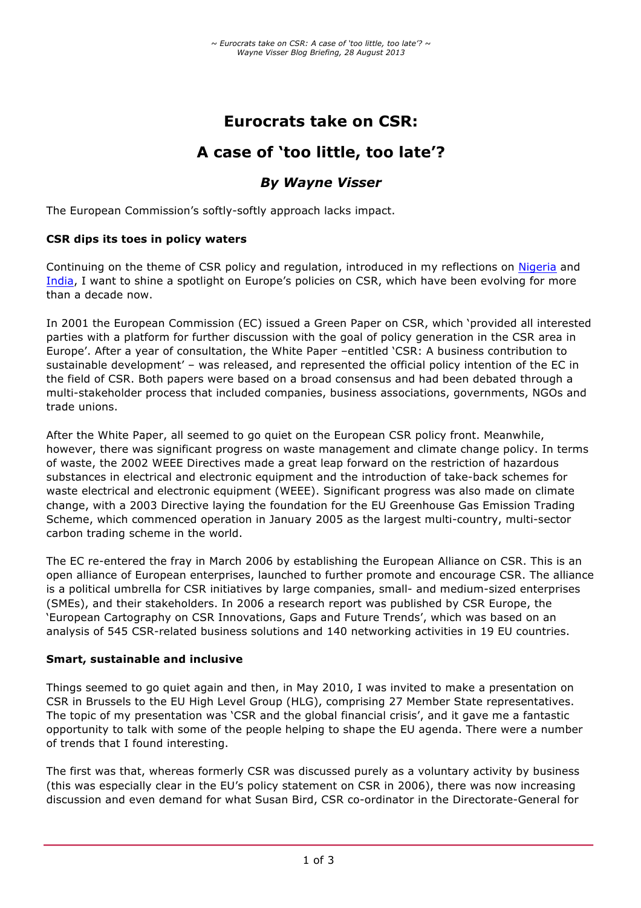# Eurocrats take on CSR:

# A case of 'too little, too late'?

### *By Wayne Visser*

The European Commission's softly-softly approach lacks impact.

**CSR dips its toes in policy waters**

Continuing on the theme of CSR policy and regulation, introduced in my reflections on Nigeria and India, I want to shine a spotlight on Europe's policies on CSR, which have been evolving for more than a decade now.

In 2001 the European Commission (EC) issued a Green Paper on CSR, which 'provided all interested parties with a platform for further discussion with the goal of policy generation in the CSR area in Europe'. After a year of consultation, the White Paper –entitled 'CSR: A business contribution to sustainable development' – was released, and represented the official policy intention of the EC in the field of CSR. Both papers were based on a broad consensus and had been debated through a multi-stakeholder process that included companies, business associations, governments, NGOs and trade unions.

After the White Paper, all seemed to go quiet on the European CSR policy front. Meanwhile, however, there was significant progress on waste management and climate change policy. In terms of waste, the 2002 WEEE Directives made a great leap forward on the restriction of hazardous substances in electrical and electronic equipment and the introduction of take-back schemes for waste electrical and electronic equipment (WEEE). Significant progress was also made on climate change, with a 2003 Directive laying the foundation for the EU Greenhouse Gas Emission Trading Scheme, which commenced operation in January 2005 as the largest multi-country, multi-sector carbon trading scheme in the world.

The EC re-entered the fray in March 2006 by establishing the European Alliance on CSR. This is an open alliance of European enterprises, launched to further promote and encourage CSR. The alliance is a political umbrella for CSR initiatives by large companies, small- and medium-sized enterprises (SMEs), and their stakeholders. In 2006 a research report was published by CSR Europe, the 'European Cartography on CSR Innovations, Gaps and Future Trends', which was based on an analysis of 545 CSR-related business solutions and 140 networking activities in 19 EU countries.

**Smart, sustainable and inclusive**

Things seemed to go quiet again and then, in May 2010, I was invited to make a presentation on CSR in Brussels to the EU High Level Group (HLG), comprising 27 Member State representatives. The topic of my presentation was 'CSR and the global financial crisis', and it gave me a fantastic opportunity to talk with some of the people helping to shape the EU agenda. There were a number of trends that I found interesting.

The first was that, whereas formerly CSR was discussed purely as a voluntary activity by business (this was especially clear in the EU's policy statement on CSR in 2006), there was now increasing discussion and even demand for what Susan Bird, CSR co-ordinator in the Directorate-General for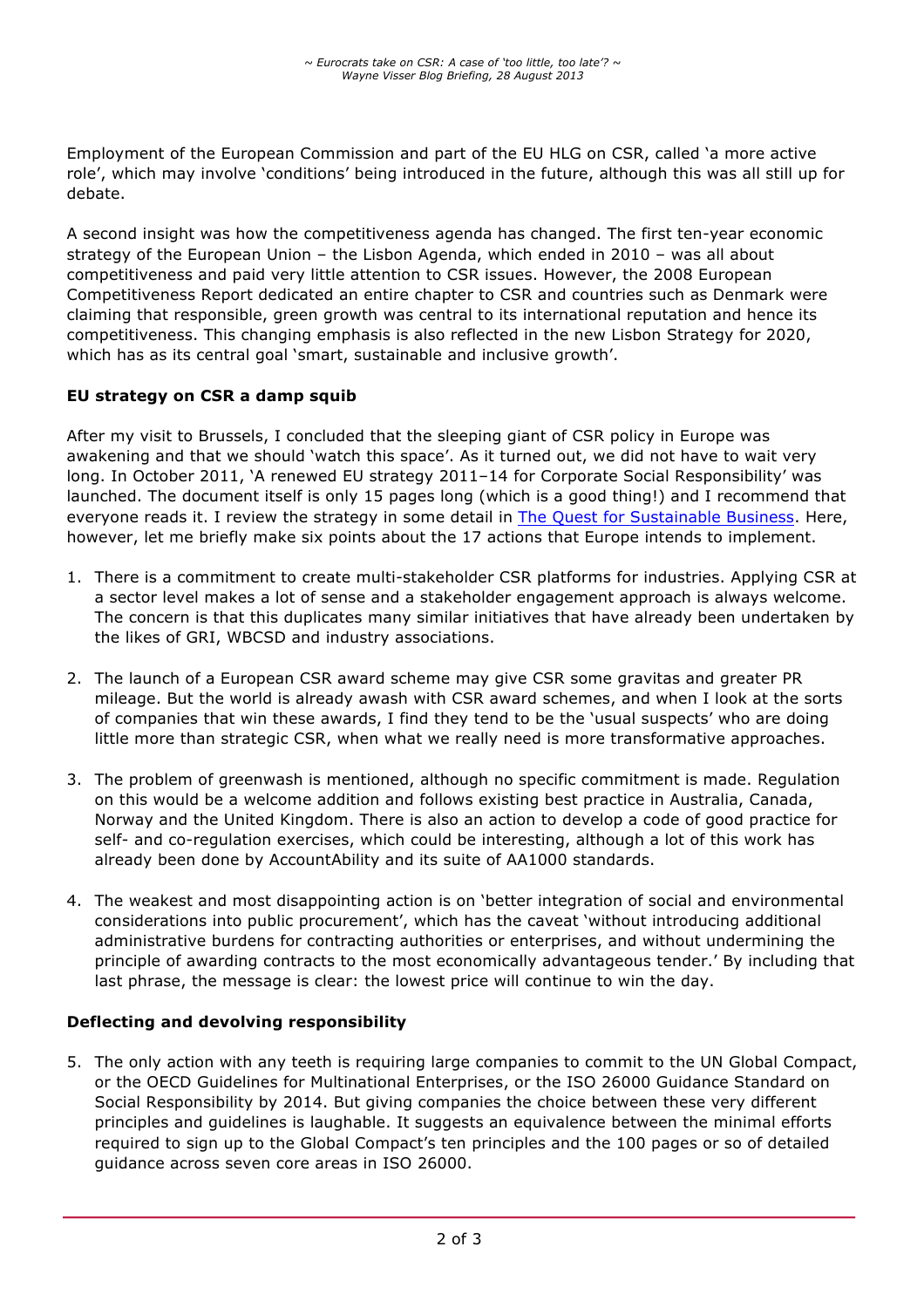Employment of the European Commission and part of the EU HLG on CSR, called 'a more active role', which may involve 'conditions' being introduced in the future, although this was all still up for debate.

A second insight was how the competitiveness agenda has changed. The first ten-year economic strategy of the European Union – the Lisbon Agenda, which ended in 2010 – was all about competitiveness and paid very little attention to CSR issues. However, the 2008 European Competitiveness Report dedicated an entire chapter to CSR and countries such as Denmark were claiming that responsible, green growth was central to its international reputation and hence its competitiveness. This changing emphasis is also reflected in the new Lisbon Strategy for 2020, which has as its central goal 'smart, sustainable and inclusive growth'.

### EU strategy on CSR a damp squib

After my visit to Brussels, I concluded that the sleeping giant of CSR policy in Europe was awakening and that we should 'watch this space'. As it turned out, we did not have to wait very long. In October 2011, 'A renewed EU strategy 2011–14 for Corporate Social Responsibility' was launched. The document itself is only 15 pages long (which is a good thing!) and I recommend that everyone reads it. I review the strategy in some detail in [The Quest for Sustainable Business](). Here, however, let me briefly make six points about the 17 actions that Europe intends to implement.

1. There is a commitment to create multi-stakeholder CSR platforms for industries. Applying CSR at a sector level makes a lot of sense and a stakeholder engagement approach is always welcome. The concern is that this duplicates many similar initiatives that have already been undertaken by the likes of GRI, WBCSD and industry associations.

2. The launch of a European CSR award scheme may give CSR some gravitas and greater PR mileage. But the world is already awash with CSR award schemes, and when I look at the sorts of companies that win these awards, I find they tend to be the 'usual suspects' who are doing little more than strategic CSR, when what we really need is more transformative approaches.

3. The problem of greenwash is mentioned, although no specific commitment is made. Regulation on this would be a welcome addition and follows existing best practice in Australia, Canada, Norway and the United Kingdom. There is also an action to develop a code of good practice for self- and co-regulation exercises, which could be interesting, although a lot of this work has already been done by AccountAbility and its suite of AA1000 standards.

4. The weakest and most disappointing action is on 'better integration of social and environmental considerations into public procurement', which has the caveat 'without introducing additional administrative burdens for contracting authorities or enterprises, and without undermining the principle of awarding contracts to the most economically advantageous tender.' By including that last phrase, the message is clear: the lowest price will continue to win the day.

### Deflecting and devolving responsibility

5. The only action with any teeth is requiring large companies to commit to the UN Global Compact, or the OECD Guidelines for Multinational Enterprises, or the ISO 26000 Guidance Standard on Social Responsibility by 2014. But giving companies the choice between these very different principles and guidelines is laughable. It suggests an equivalence between the minimal efforts required to sign up to the Global Compact's ten principles and the 100 pages or so of detailed guidance across seven core areas in ISO 26000.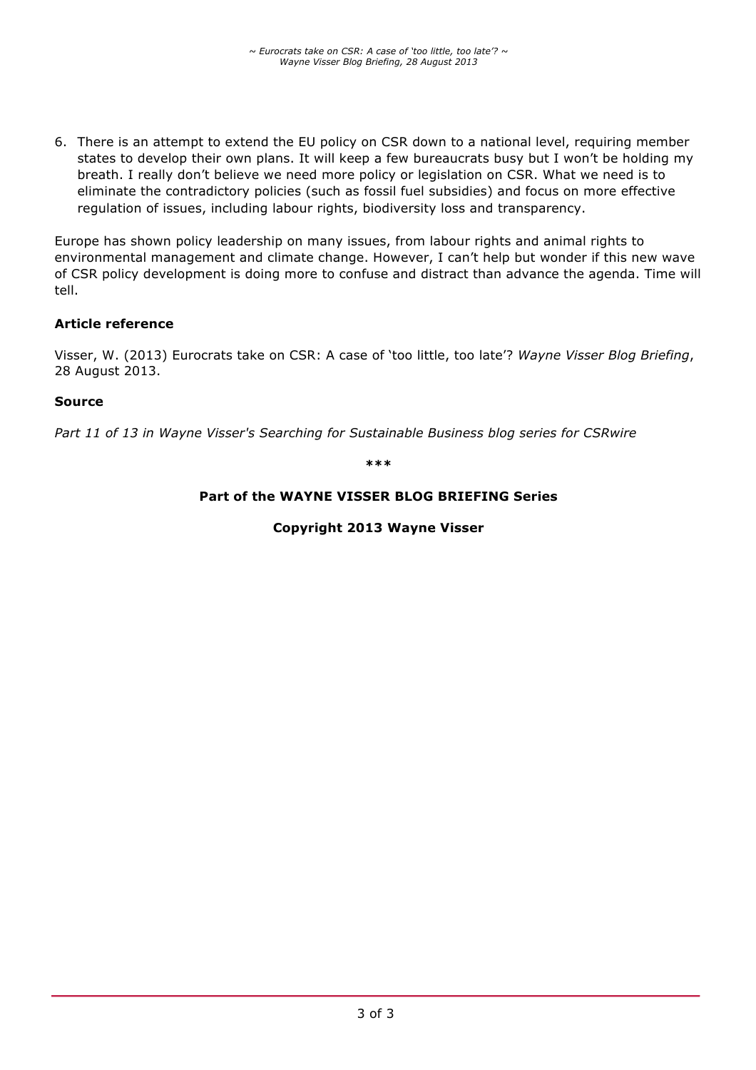6. There is an attempt to extend the EU policy on CSR down to a national level, requiring member states to develop their own plans. It will keep a few bureaucrats busy but I won't be holding my breath. I really don't believe we need more policy or legislation on CSR. What we need is to eliminate the contradictory policies (such as fossil fuel subsidies) and focus on more effective regulation of issues, including labour rights, biodiversity loss and transparency.

Europe has shown policy leadership on many issues, from labour rights and animal rights to environmental management and climate change. However, I can't help but wonder if this new wave of CSR policy development is doing more to confuse and distract than advance the agenda. Time will tell.

### Article reference

Visser, W. (2013) Eurocrats take on CSR: A case of 'too little, too late'? *Wayne Visser Blog Briefing*, 28 August 2013.

### Source

*Part 11 of 13 in Wayne Visser's Searching for Sustainable Business blog series for CSRwire*

***

**Part of the WAYNE VISSER BLOG BRIEFING Series**

**Copyright 2013 Wayne Visser**